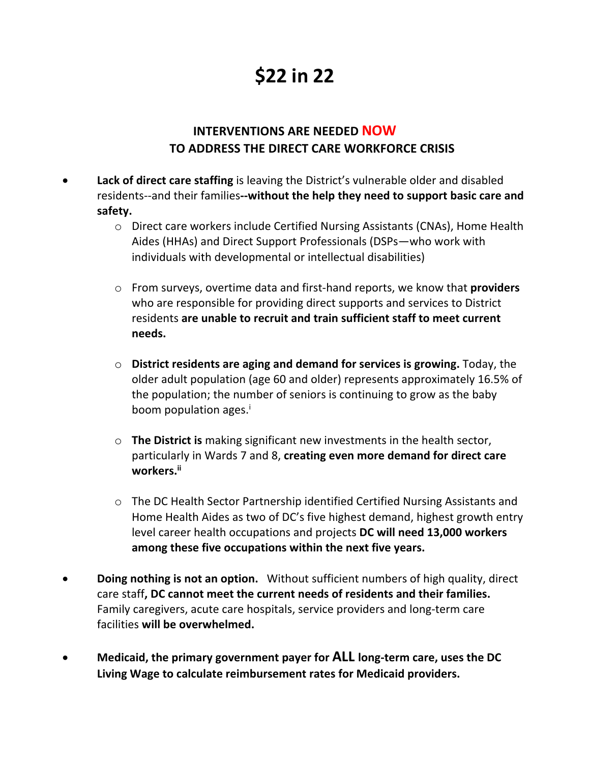# $22 in 22

## INTERVENTIONS ARE NEEDED NOW TO ADDRESS THE DIRECT CARE WORKFORCE CRISIS

- **Lack of direct care staffing** is leaving the District's vulnerable older and disabled residents--and their families**--without the help they need to support basic care and safety.**
  - Direct care workers include Certified Nursing Assistants (CNAs), Home Health Aides (HHAs) and Direct Support Professionals (DSPs—who work with individuals with developmental or intellectual disabilities)
  - From surveys, overtime data and first-hand reports, we know that **providers** who are responsible for providing direct supports and services to District residents **are unable to recruit and train sufficient staff to meet current needs.**
  - **District residents are aging and demand for services is growing.** Today, the older adult population (age 60 and older) represents approximately 16.5% of the population; the number of seniors is continuing to grow as the baby boom population ages.[i]
  - **The District is** making significant new investments in the health sector, particularly in Wards 7 and 8, **creating even more demand for direct care workers.[ii]**
  - The DC Health Sector Partnership identified Certified Nursing Assistants and Home Health Aides as two of DC's five highest demand, highest growth entry level career health occupations and projects **DC will need 13,000 workers among these five occupations within the next five years.**
- **Doing nothing is not an option.** Without sufficient numbers of high quality, direct care staff**, DC cannot meet the current needs of residents and their families.** Family caregivers, acute care hospitals, service providers and long-term care facilities **will be overwhelmed.**
- **Medicaid, the primary government payer for ALL long-term care, uses the DC Living Wage to calculate reimbursement rates for Medicaid providers.**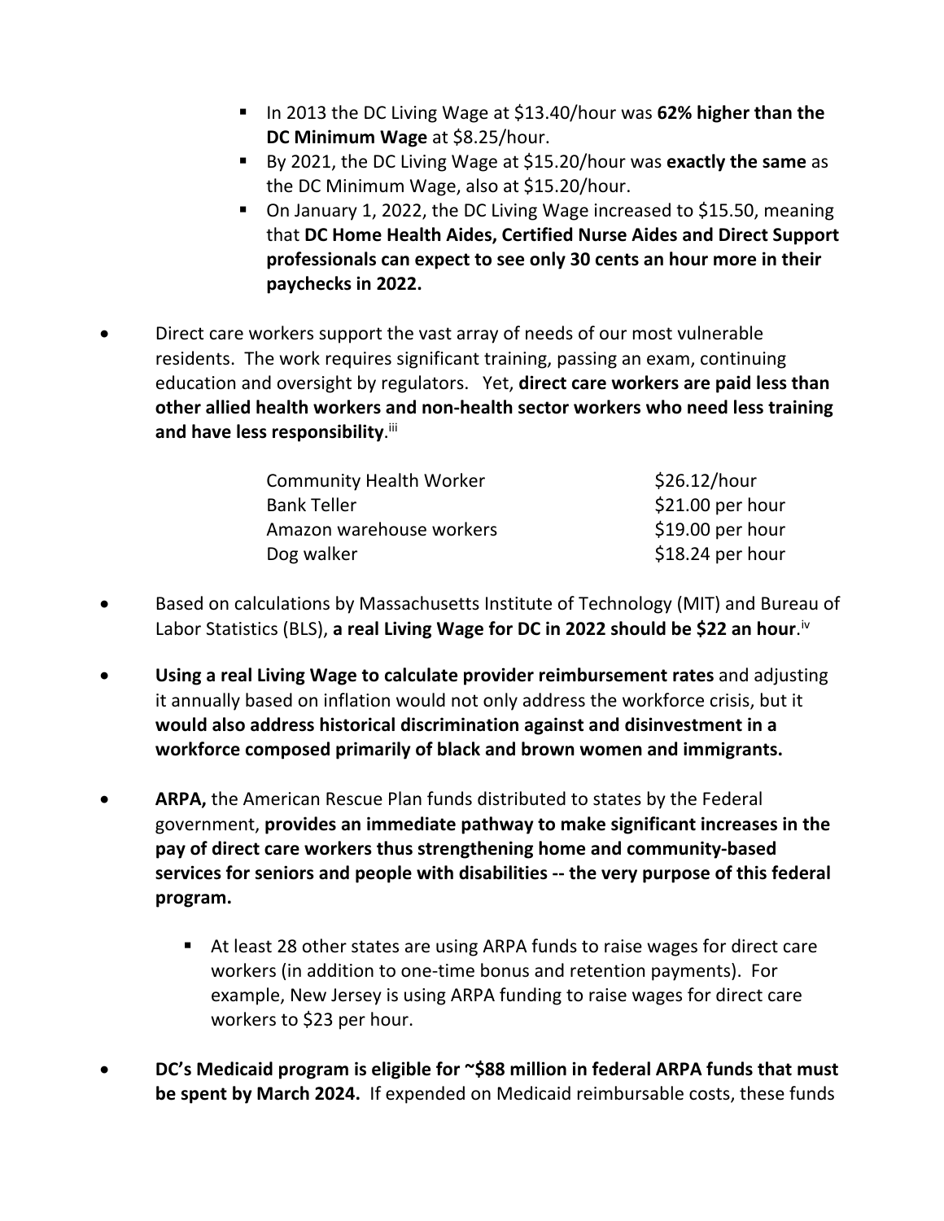- In 2013 the DC Living Wage at $13.40/hour was **62% higher than the DC Minimum Wage** at $8.25/hour.
    - By 2021, the DC Living Wage at $15.20/hour was **exactly the same** as the DC Minimum Wage, also at $15.20/hour.
    - On January 1, 2022, the DC Living Wage increased to $15.50, meaning that **DC Home Health Aides, Certified Nurse Aides and Direct Support professionals can expect to see only 30 cents an hour more in their paychecks in 2022.**

- Direct care workers support the vast array of needs of our most vulnerable residents. The work requires significant training, passing an exam, continuing education and oversight by regulators. Yet, **direct care workers are paid less than other allied health workers and non-health sector workers who need less training and have less responsibility**.[iii]

| | |
|---|---|
| Community Health Worker | $26.12/hour |
| Bank Teller | $21.00 per hour |
| Amazon warehouse workers | $19.00 per hour |
| Dog walker | $18.24 per hour |

- Based on calculations by Massachusetts Institute of Technology (MIT) and Bureau of Labor Statistics (BLS), **a real Living Wage for DC in 2022 should be $22 an hour**.[iv]

- **Using a real Living Wage to calculate provider reimbursement rates** and adjusting it annually based on inflation would not only address the workforce crisis, but it **would also address historical discrimination against and disinvestment in a workforce composed primarily of black and brown women and immigrants.**

- **ARPA,** the American Rescue Plan funds distributed to states by the Federal government, **provides an immediate pathway to make significant increases in the pay of direct care workers thus strengthening home and community-based services for seniors and people with disabilities -- the very purpose of this federal program.**

    - At least 28 other states are using ARPA funds to raise wages for direct care workers (in addition to one-time bonus and retention payments). For example, New Jersey is using ARPA funding to raise wages for direct care workers to $23 per hour.

- **DC's Medicaid program is eligible for ~$88 million in federal ARPA funds that must be spent by March 2024.** If expended on Medicaid reimbursable costs, these funds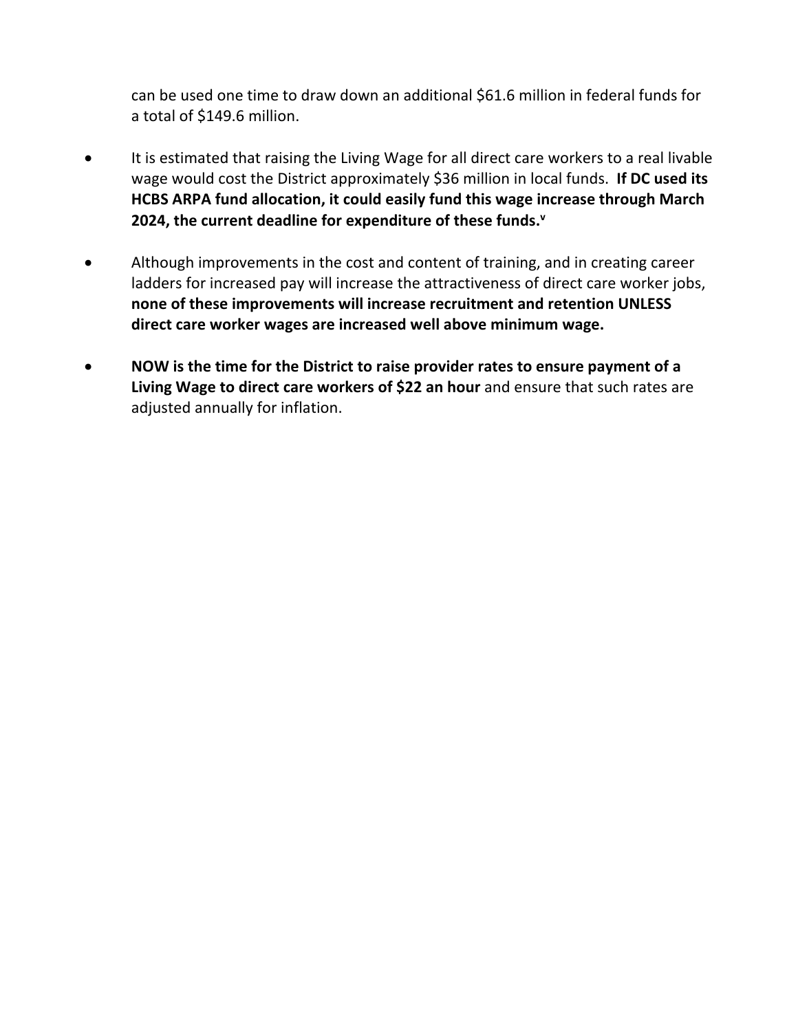can be used one time to draw down an additional $61.6 million in federal funds for a total of $149.6 million.

- It is estimated that raising the Living Wage for all direct care workers to a real livable wage would cost the District approximately $36 million in local funds. **If DC used its HCBS ARPA fund allocation, it could easily fund this wage increase through March 2024, the current deadline for expenditure of these funds.**[v]

- Although improvements in the cost and content of training, and in creating career ladders for increased pay will increase the attractiveness of direct care worker jobs, **none of these improvements will increase recruitment and retention UNLESS direct care worker wages are increased well above minimum wage.**

- **NOW is the time for the District to raise provider rates to ensure payment of a Living Wage to direct care workers of $22 an hour** and ensure that such rates are adjusted annually for inflation.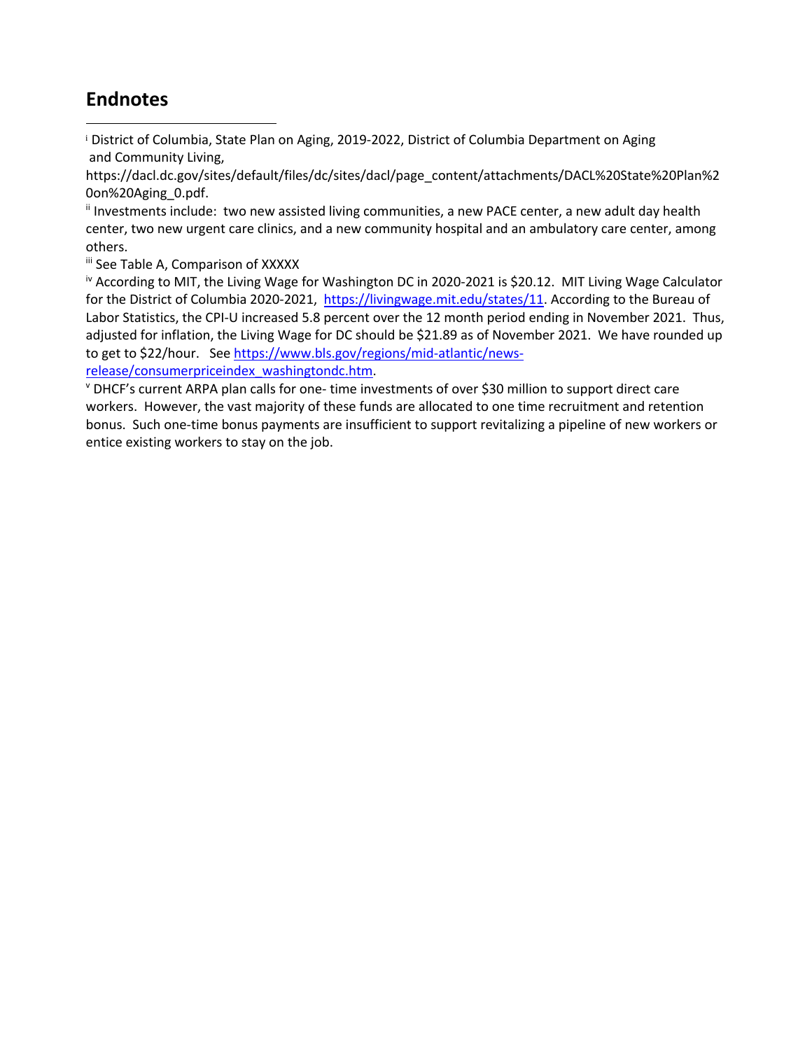## Endnotes

[i] District of Columbia, State Plan on Aging, 2019-2022, District of Columbia Department on Aging and Community Living, https://dacl.dc.gov/sites/default/files/dc/sites/dacl/page_content/attachments/DACL%20State%20Plan%20on%20Aging_0.pdf.

[ii] Investments include: two new assisted living communities, a new PACE center, a new adult day health center, two new urgent care clinics, and a new community hospital and an ambulatory care center, among others.

[iii] See Table A, Comparison of XXXXX

[iv] According to MIT, the Living Wage for Washington DC in 2020-2021 is $20.12. MIT Living Wage Calculator for the District of Columbia 2020-2021, https://livingwage.mit.edu/states/11. According to the Bureau of Labor Statistics, the CPI-U increased 5.8 percent over the 12 month period ending in November 2021. Thus, adjusted for inflation, the Living Wage for DC should be $21.89 as of November 2021. We have rounded up to get to $22/hour. See https://www.bls.gov/regions/mid-atlantic/news-release/consumerpriceindex_washingtondc.htm.

[v] DHCF's current ARPA plan calls for one- time investments of over $30 million to support direct care workers. However, the vast majority of these funds are allocated to one time recruitment and retention bonus. Such one-time bonus payments are insufficient to support revitalizing a pipeline of new workers or entice existing workers to stay on the job.